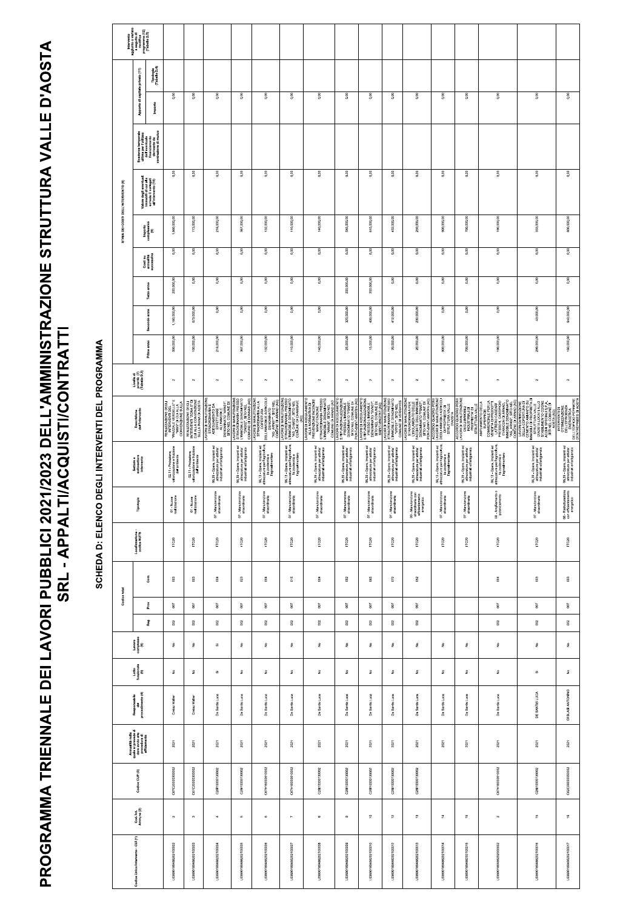# PROGRAMMA TRIENNALE DEI LAVORI PUBBLICI 2021/2023 DELL'AMMINISTRAZIONE STRUTTURA VALLE D'AOSTA SRL - APPALTI/ACQUISTI/CONTRATTI

## SCHEDA D: ELENCO DEGLI INTERVENTI DEL PROGRAMMA

| Codice Unico Intervento - CUI (1) | Cod. Int. Amm.ne (2) | Codice CUP (3) | Annualità nella quale si prevede di dare avvio alla procedura di affidamento | Responsabile del procedimento (4) | Lotto funzionale (5) | Lavoro complesso (6) | Codice istat | | | Localizzazione - codice NUTS | Tipologia | Settore e sottosettore intervento | Descrizione dell'intervento | Livello di priorità (7) (Tabella D.3) | STIMA DEI COSTI DELL'INTERVENTO (8) | | | | | | | Apporto di capitale privato (11) | | Intervento aggiunto o variato a seguito di modifica programma (12) (Tabella D.5) |
|---|---|---|---|---|---|---|---|---|---|---|---|---|---|---|---|---|---|---|---|---|---|---|---|---|
| | | | | | | | Reg | Prov | Com | | | | | | Primo anno | Secondo anno | Terzo anno | Costi su annualità successiva | Importo complessivo (9) | Valore degli eventuali immobili di cui alla scheda C collegati all'intervento (10) | Scadenza temporale ultima per l'utilizzo dell'eventuale finanziamento derivante da contrazione di mutuo | Importo | Tipologia (Tabella D.4) | |
| L00091560820210002 | 2 | C67C20000300002 | 2021 | Cretaz Walter | No | No | 002 | 007 | 003 | ITC20 | 01 - Nuova realizzazione | 02.11 - Protezione, valorizzazione e fruizione dell'ambiente | REALIZZAZIONE DEGLI INTERVENTI DI "PIAZZALE VERSIELLE" E "AMAVIT" PLAN A LA CONVERGENZE SULLA... | 2 | 500.000,00 | 1.160.000,00 | 200.000,00 | 0,00 | 1.860.000,00 | 0,00 | | 0,00 | | |
| L00091560820210003 | 3 | C67C20000330002 | 2021 | Cretaz Walter | No | No | 002 | 007 | 003 | ITC20 | 01 - Nuova realizzazione | 02.11 - Protezione, valorizzazione e fruizione dell'ambiente | REALIZZAZIONE DEGLI INTERVENTI CONNESSI ALLA CONVERGENZA SULLA PIANA DI AOSTA | 2 | 100.000,00 | 675.000,00 | 0,00 | 0,00 | 775.000,00 | 0,00 | | 0,00 | | |
| L00091560820210004 | 4 | C26H20000130002 | 2021 | De Santis Luca | Si | Si | 002 | 007 | 004 | ITC20 | 07 - Manutenzione straordinaria | 05.30 - Opere, impianti ed attrezzature per attività industriali e artigianato | LAVORI DI MANUTENZIONE STRAORDINARIA E ADEGUAMENTO DA EFFETTUARE ALL'IMMOBILE DENOMINATO "ARNOT" SITO NEL COMUNE DI ARNAD | 2 | 216.000,00 | 0,00 | 0,00 | 0,00 | 216.000,00 | 0,00 | | 0,00 | | |
| L00091560820210005 | 5 | C26H20000130002 | 2021 | De Santis Luca | No | No | 002 | 007 | 023 | ITC20 | 07 - Manutenzione straordinaria | 05.30 - Opere, impianti ed attrezzature per attività industriali e artigianato | LAVORI DI MANUTENZIONE STRAORDINARIA PRESSO L'IMMOBILE DENOMINATO SITO NEL COMUNE DI DONNAS (AO) | 2 | 367.000,00 | 0,00 | 0,00 | 0,00 | 367.000,00 | 0,00 | | 0,00 | | |
| L00091560820210006 | 6 | C67H19000610002 | 2021 | De Santis Luca | No | No | 002 | 007 | 004 | ITC20 | 07 - Manutenzione straordinaria | 05.13 - Opere, impianti ed attrezzature per l'agricoltura, la zootecnia e l'agroalimentare | LAVORI DI MANUTENZIONE STRAORDINARIA ALLA COPERTURA DELL'IMMOBILE AGRICOLO DENOMINATO "AO_ARNAD" SITO NEL COMUNE DI ARNAD (AO) | 2 | 132.000,00 | 0,00 | 0,00 | 0,00 | 132.000,00 | 0,00 | | 0,00 | | |
| L00091560820210007 | 7 | C67H19000610002 | 2021 | De Santis Luca | No | No | 002 | 007 | 015 | ITC20 | 07 - Manutenzione straordinaria | 05.13 - Opere, impianti ed attrezzature per l'agricoltura, la zootecnia e l'agroalimentare | LAVORI DI MANUTENZIONE STRAORDINARIA PRESSO LO STABILIMENTO "AO_CHARD" SITO NEL COMUNE DI CHAMPDEPRAZ (AO) | 2 | 110.000,00 | 0,00 | 0,00 | 0,00 | 110.000,00 | 0,00 | | 0,00 | | |
| L00091560820210008 | 8 | C26H20000130002 | 2021 | De Santis Luca | No | No | 002 | 007 | 004 | ITC20 | 07 - Manutenzione straordinaria | 05.30 - Opere, impianti ed attrezzature per attività industriali e artigianato | LAVORI DI ADEGUAMENTO ALLA NORMATIVA DI PREVENZIONE INCENDI E MANUTENZIONE STRAORDINARIA DELL'IMMOBILE DENOMINATO "ARNAD" SITO NEL COMUNE DI ARNAD (AO) | 2 | 140.000,00 | 0,00 | 0,00 | 0,00 | 140.000,00 | 0,00 | | 0,00 | | |
| L00091560820210009 | 9 | C26H20000130002 | 2021 | De Santis Luca | No | No | 002 | 007 | 052 | ITC20 | 07 - Manutenzione straordinaria | 05.30 - Opere, impianti ed attrezzature per attività industriali e artigianato | LAVORI DI ADEGUAMENTO E RIFUNZIONALIZZAZIONE DELL'IMMOBILE DENOMINATO SITO NEL COMUNE DI PONT-SAINT-MARTIN (AO) | 2 | 20.000,00 | 320.000,00 | 200.000,00 | 0,00 | 540.000,00 | 0,00 | | 0,00 | | |
| L00091560820210010 | 10 | C26H20000130002 | 2021 | De Santis Luca | No | No | 002 | 007 | 065 | ITC20 | 07 - Manutenzione straordinaria | 05.30 - Opere, impianti ed attrezzature per attività industriali e artigianato | LAVORI DI ADEGUAMENTO E RIFUNZIONALIZZAZIONE PRESSO L'IMMOBILE DENOMINATO SITO NEL COMUNE DI (AO) | 2 | 15.000,00 | 400.000,00 | 200.000,00 | 0,00 | 615.000,00 | 0,00 | | 0,00 | | |
| L00091560820210012 | 12 | C26H20000130002 | 2021 | De Santis Luca | No | No | 002 | 007 | 072 | ITC20 | 07 - Manutenzione straordinaria | 05.30 - Opere, impianti ed attrezzature per attività industriali e artigianato | LAVORI DI MANUTENZIONE STRAORDINARIA PRESSO L'IMMOBILE DENOMINATO "VERRES" SITO NEL COMUNE DI VERRES | 2 | 20.000,00 | 410.000,00 | 0,00 | 0,00 | 430.000,00 | 0,00 | | 0,00 | | |
| L00091560820210013 | 13 | C26H20000130002 | 2021 | De Santis Luca | No | No | 002 | 007 | 052 | ITC20 | 06 - Manutenzione straordinaria con efficientamento energetico | 05.30 - Opere, impianti ed attrezzature per attività industriali e artigianato | LAVORI DI MANUTENZIONE STRAORDINARIA PER L'ADEGUAMENTO DELLE FACCIATE DELL'IMMOBILE DENOMINATO "PONT-SAINT-MARTIN" SITO NEL COMUNE DI PONT-SAINT-MARTIN (AO) | 2 | 20.000,00 | 230.000,00 | 0,00 | 0,00 | 250.000,00 | 0,00 | | 0,00 | | |
| L00091560820210014 | 14 | | 2021 | De Santis Luca | No | No | | | | ITC20 | 07 - Manutenzione straordinaria | 05.13 - Opere, impianti ed attrezzature per l'agricoltura, la zootecnia e l'agroalimentare | LAVORI DI MANUTENZIONE STRAORDINARIA DEGLI IMMOBILI DI PROPRIETÀ DI STRUTTURA VALLE D'AOSTA | 2 | 900.000,00 | 0,00 | 0,00 | 0,00 | 900.000,00 | 0,00 | | 0,00 | | |
| L00091560820210015 | 15 | | 2021 | De Santis Luca | No | No | | | | ITC20 | 07 - Manutenzione straordinaria | 05.30 - Opere, impianti ed attrezzature per attività industriali e artigianato | ACCORDO QUADRO PER I LAVORI DI MANUTENZIONE DEGLI IMMOBILI INDUSTRIALI DI PROPRIETÀ DI STRUTTURA VALLE D'AOSTA | 2 | 700.000,00 | 0,00 | 0,00 | 0,00 | 700.000,00 | 0,00 | | 0,00 | | |
| L00091560820200002 | 2 | C67H19000610002 | 2021 | De Santis Luca | No | No | 002 | 007 | 004 | ITC20 | 05 - Ampliamento o potenziamento | 05.13 - Opere, impianti ed attrezzature per l'agricoltura, la zootecnia e l'agroalimentare | AMPLIAMENTO DELLA STRUTTURA COMMERCIALE PER LA VENDITA DI PRODOTTI LATTIERO CASEARI PRESSO IL CASEIFICIO IMMOBILE DENOMINATO "AO_ARNAD" SITO NEL COMUNE DI ARNAD (AO) | 3 | 190.000,00 | 0,00 | 0,00 | 0,00 | 190.000,00 | 0,00 | | 0,00 | | |
| L00091560820210016 | 16 | C26H20000130002 | 2021 | DE SANTIS LUCA | Si | No | 002 | 007 | 003 | ITC20 | 07 - Manutenzione straordinaria | 05.30 - Opere, impianti ed attrezzature per attività industriali e artigianato | LAVORI DI RIPRISTINO DELLA COPERTURA DI UN'ALA DEL COMPLESSO DI IMMOBILI DI PROPRIETÀ DI STRUTTURA VALLE D'AOSTA LOCATI ALLO STABILIMENTO NEL COMUNE DI AOSTA (AO) | 2 | 290.000,00 | 43.000,00 | 0,00 | 0,00 | 333.000,00 | 0,00 | | 0,00 | | |
| L00091560820210017 | 17 | C62C20000300002 | 2021 | DI BLASI ANTONINO | No | No | 002 | 007 | 003 | ITC20 | 08 - Ristrutturazione con efficientamento energetico | 05.30 - Opere, impianti ed attrezzature per attività industriali e artigianato | INTERVENTI DI OTTIMIZZAZIONE DELLE STRUTTURE DELL'ESPACE PRODUCTIF AMÉNAGÉ D'ENTREPRISES DI AOSTA | 2 | 160.000,00 | 640.000,00 | 0,00 | 0,00 | 800.000,00 | 0,00 | | 0,00 | | |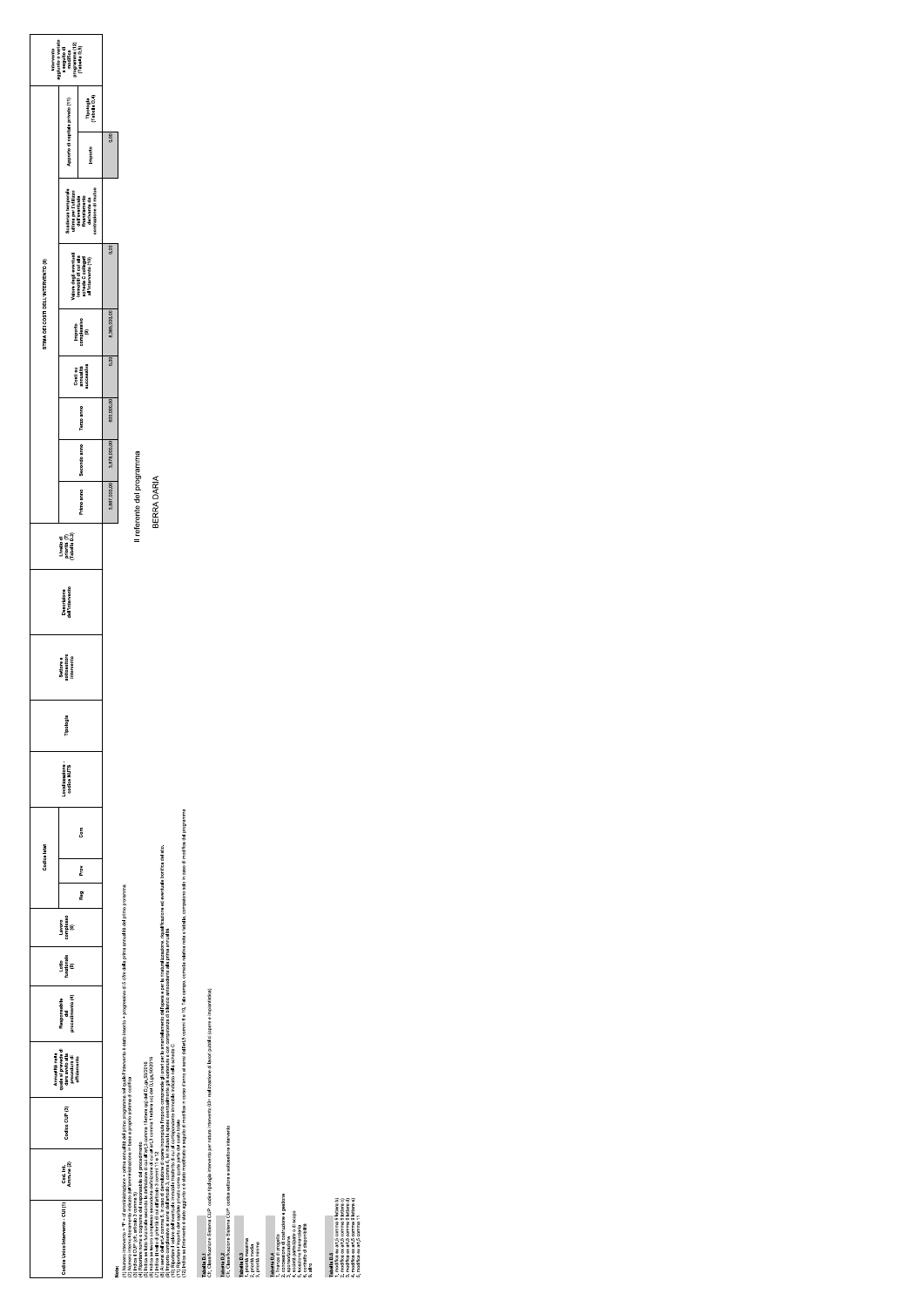| Codice Unico Intervento - CUI (1) | Cod. Int. Amm.ne (2) | Codice CUP (3) | Annualità nella quale si prevede di dare avvio alla procedura di affidamento | Responsabile del procedimento (4) | Lotto funzionale (5) | Lavoro complesso (6) | Codice Istat | | | Localizzazione - codice NUTS | Tipologia | Settore e sottosettore intervento | Descrizione dell'intervento | Livello di priorità (7) (Tabella D.3) | STIMA DEI COSTI DELL'INTERVENTO (8) | | | | | | | | | Intervento aggiunto o variato a seguito di modifica programma (12) (Tabella D.5) |
|---|---|---|---|---|---|---|---|---|---|---|---|---|---|---|---|---|---|---|---|---|---|---|---|---|
| | | | | | | | Reg | Prov | Com | | | | | | Primo anno | Secondo anno | Terzo anno | Costi su annualità successiva | Importo complessivo (9) | Valore degli eventuali immobili di cui alla scheda C collegati all'intervento (10) | Scadenza temporale ultima per l'utilizzo dell'eventuale finanziamento derivante da contrazione di mutuo | Apporto di capitale privato (11) | | |
| | | | | | | | | | | | | | | | | | | | | | | Importo | Tipologia (Tabella D.4) | |
| | | | | | | | | | | | | | | | 3.787.000,00 | 3.978.000,00 | 600.000,00 | 0,00 | 8.365.000,00 | 0,00 | | 0,00 | | |

Il referente del programma

BERRA DARIA

**Note:**

(1) Numero intervento = "I" + cf amministrazione + prima annualità del primo programma nel quale l'intervento è stato inserito + progressivo di 5 cifre della prima annualità del primo programma
(2) Numero interno liberamente indicato dall'amministrazione in base a proprio sistema di codifica
(3) Indica il CUP (cfr. articolo 3 comma 5)
(4) Riportare nome e cognome del responsabile del procedimento
(5) Indica se lotto funzionale secondo la definizione di cui all'art.3 comma 1 lettera qq) del D.Lgs.50/2016
(6) Indica se lavoro complesso secondo la definizione di cui all'art.3 comma 1 lettera oo) del D.Lgs.50/2016
(7) Indica il livello di priorità di cui all'articolo 3 commi 11 e 12
(8) Ai sensi dell'art.4 comma 6, in caso di demolizione di opera incompiuta l'importo comprende gli oneri per lo smantellamento dell'opera e per la rinaturalizzazione, riqualificazione ed eventuale bonifica del sito.
(9) Importo complessivo ai sensi dell'articolo 3, comma 6, ivi incluse le spese eventualmente già sostenute e con competenza di bilancio antecedente alla prima annualità
(10) Riportare il valore dell'eventuale immobile trasferito di cui al corrispondente immobile indicato nella scheda C
(11) Riportare l'importo del capitale privato come quota parte del costo totale
(12) Indica se l'intervento è stato aggiunto o è stato modificato a seguito di modifica in corso d'anno ai sensi dell'art.5 commi 9 e 10. Tale campo, come la relativa nota e tabella, compaiono solo in caso di modifica del programma

**Tabella D.1**
Cfr. Classificazione Sistema CUP: codice tipologia intervento per natura intervento 03= realizzazione di lavori pubblici (opere e impiantistica)

**Tabella D.2**
Cfr. Classificazione Sistema CUP: codice settore e sottosettore intervento

**Tabella D.3**
1. priorità massima
2. priorità media
3. priorità minima

**Tabella D.4**
1. finanza di progetto
2. concessione di costruzione e gestione
3. sponsorizzazione
4. società partecipate o di scopo
5. locazione finanziaria
6. contratto di disponibilità
9. altro

**Tabella D.5**
1. modifica ex art.5 comma 9 lettera b)
2. modifica ex art.5 comma 9 lettera c)
3. modifica ex art.5 comma 9 lettera d)
4. modifica ex art.5 comma 9 lettera e)
5. modifica ex art.5 comma 11